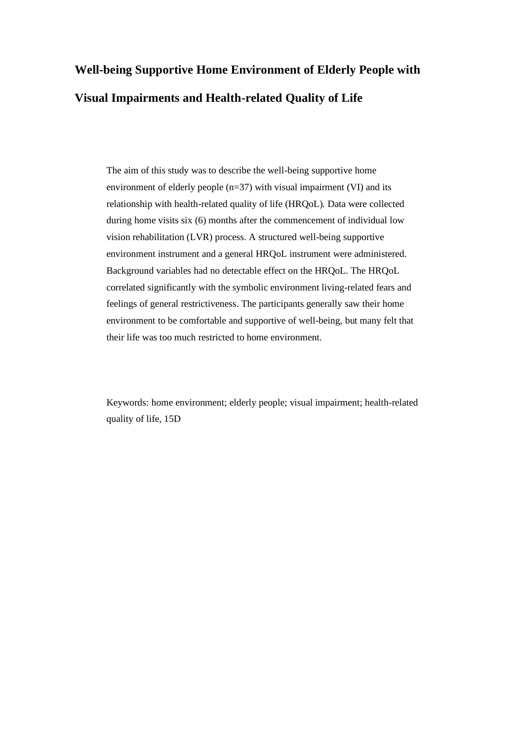# Well-being Supportive Home Environment of Elderly People with Visual Impairments and Health-related Quality of Life

The aim of this study was to describe the well-being supportive home environment of elderly people (n=37) with visual impairment (VI) and its relationship with health-related quality of life (HRQoL). Data were collected during home visits six (6) months after the commencement of individual low vision rehabilitation (LVR) process. A structured well-being supportive environment instrument and a general HRQoL instrument were administered. Background variables had no detectable effect on the HRQoL. The HRQoL correlated significantly with the symbolic environment living-related fears and feelings of general restrictiveness. The participants generally saw their home environment to be comfortable and supportive of well-being, but many felt that their life was too much restricted to home environment.

Keywords: home environment; elderly people; visual impairment; health-related quality of life, 15D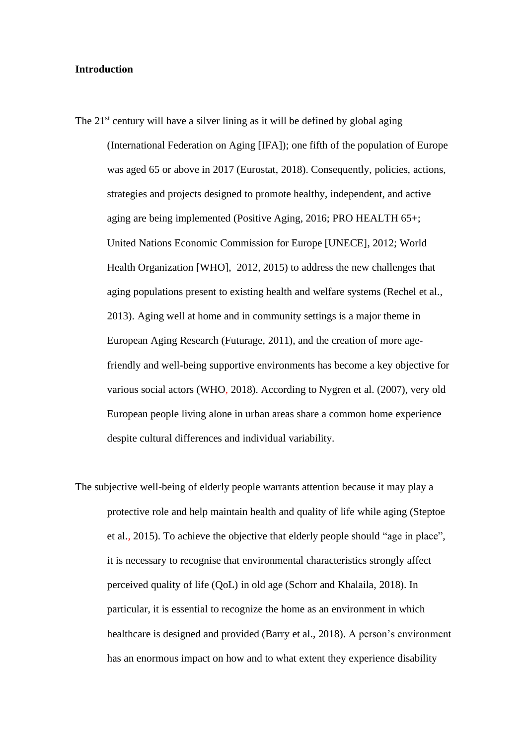**Introduction**

The 21st century will have a silver lining as it will be defined by global aging (International Federation on Aging [IFA]); one fifth of the population of Europe was aged 65 or above in 2017 (Eurostat, 2018). Consequently, policies, actions, strategies and projects designed to promote healthy, independent, and active aging are being implemented (Positive Aging, 2016; PRO HEALTH 65+; United Nations Economic Commission for Europe [UNECE], 2012; World Health Organization [WHO], 2012, 2015) to address the new challenges that aging populations present to existing health and welfare systems (Rechel et al., 2013). Aging well at home and in community settings is a major theme in European Aging Research (Futurage, 2011), and the creation of more age-friendly and well-being supportive environments has become a key objective for various social actors (WHO, 2018). According to Nygren et al. (2007), very old European people living alone in urban areas share a common home experience despite cultural differences and individual variability.

The subjective well-being of elderly people warrants attention because it may play a protective role and help maintain health and quality of life while aging (Steptoe et al., 2015). To achieve the objective that elderly people should "age in place", it is necessary to recognise that environmental characteristics strongly affect perceived quality of life (QoL) in old age (Schorr and Khalaila, 2018). In particular, it is essential to recognize the home as an environment in which healthcare is designed and provided (Barry et al., 2018). A person's environment has an enormous impact on how and to what extent they experience disability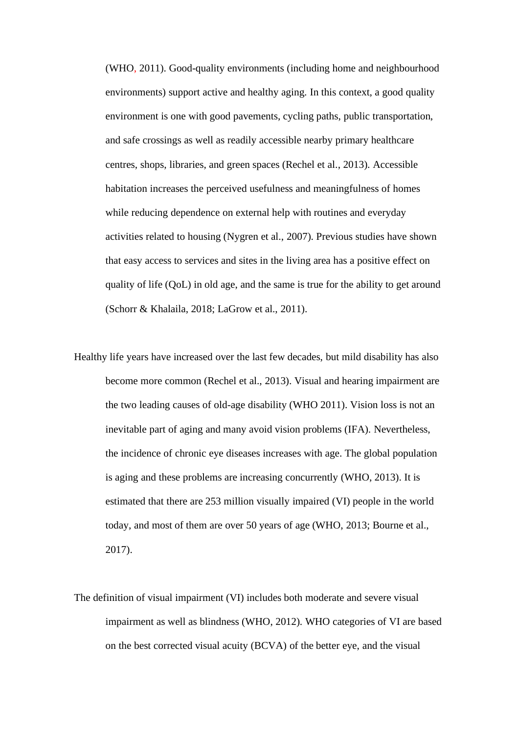(WHO, 2011). Good-quality environments (including home and neighbourhood environments) support active and healthy aging. In this context, a good quality environment is one with good pavements, cycling paths, public transportation, and safe crossings as well as readily accessible nearby primary healthcare centres, shops, libraries, and green spaces (Rechel et al., 2013). Accessible habitation increases the perceived usefulness and meaningfulness of homes while reducing dependence on external help with routines and everyday activities related to housing (Nygren et al., 2007). Previous studies have shown that easy access to services and sites in the living area has a positive effect on quality of life (QoL) in old age, and the same is true for the ability to get around (Schorr & Khalaila, 2018; LaGrow et al., 2011).

Healthy life years have increased over the last few decades, but mild disability has also become more common (Rechel et al., 2013). Visual and hearing impairment are the two leading causes of old-age disability (WHO 2011). Vision loss is not an inevitable part of aging and many avoid vision problems (IFA). Nevertheless, the incidence of chronic eye diseases increases with age. The global population is aging and these problems are increasing concurrently (WHO, 2013). It is estimated that there are 253 million visually impaired (VI) people in the world today, and most of them are over 50 years of age (WHO, 2013; Bourne et al., 2017).

The definition of visual impairment (VI) includes both moderate and severe visual impairment as well as blindness (WHO, 2012). WHO categories of VI are based on the best corrected visual acuity (BCVA) of the better eye, and the visual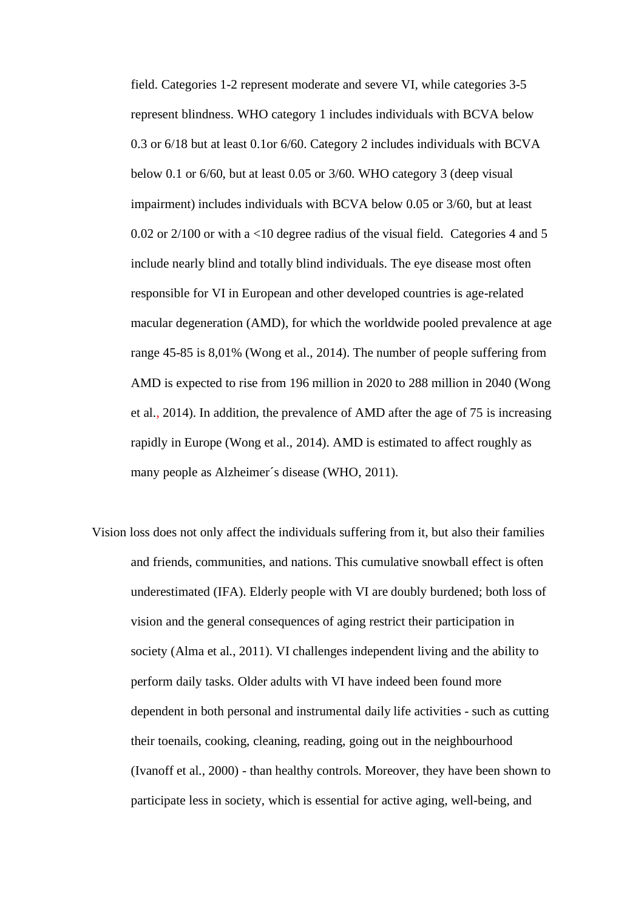field. Categories 1-2 represent moderate and severe VI, while categories 3-5 represent blindness. WHO category 1 includes individuals with BCVA below 0.3 or 6/18 but at least 0.1or 6/60. Category 2 includes individuals with BCVA below 0.1 or 6/60, but at least 0.05 or 3/60. WHO category 3 (deep visual impairment) includes individuals with BCVA below 0.05 or 3/60, but at least 0.02 or 2/100 or with a <10 degree radius of the visual field.  Categories 4 and 5 include nearly blind and totally blind individuals. The eye disease most often responsible for VI in European and other developed countries is age-related macular degeneration (AMD), for which the worldwide pooled prevalence at age range 45-85 is 8,01% (Wong et al., 2014). The number of people suffering from AMD is expected to rise from 196 million in 2020 to 288 million in 2040 (Wong et al., 2014). In addition, the prevalence of AMD after the age of 75 is increasing rapidly in Europe (Wong et al., 2014). AMD is estimated to affect roughly as many people as Alzheimer´s disease (WHO, 2011).

Vision loss does not only affect the individuals suffering from it, but also their families and friends, communities, and nations. This cumulative snowball effect is often underestimated (IFA). Elderly people with VI are doubly burdened; both loss of vision and the general consequences of aging restrict their participation in society (Alma et al., 2011). VI challenges independent living and the ability to perform daily tasks. Older adults with VI have indeed been found more dependent in both personal and instrumental daily life activities - such as cutting their toenails, cooking, cleaning, reading, going out in the neighbourhood (Ivanoff et al., 2000) - than healthy controls. Moreover, they have been shown to participate less in society, which is essential for active aging, well-being, and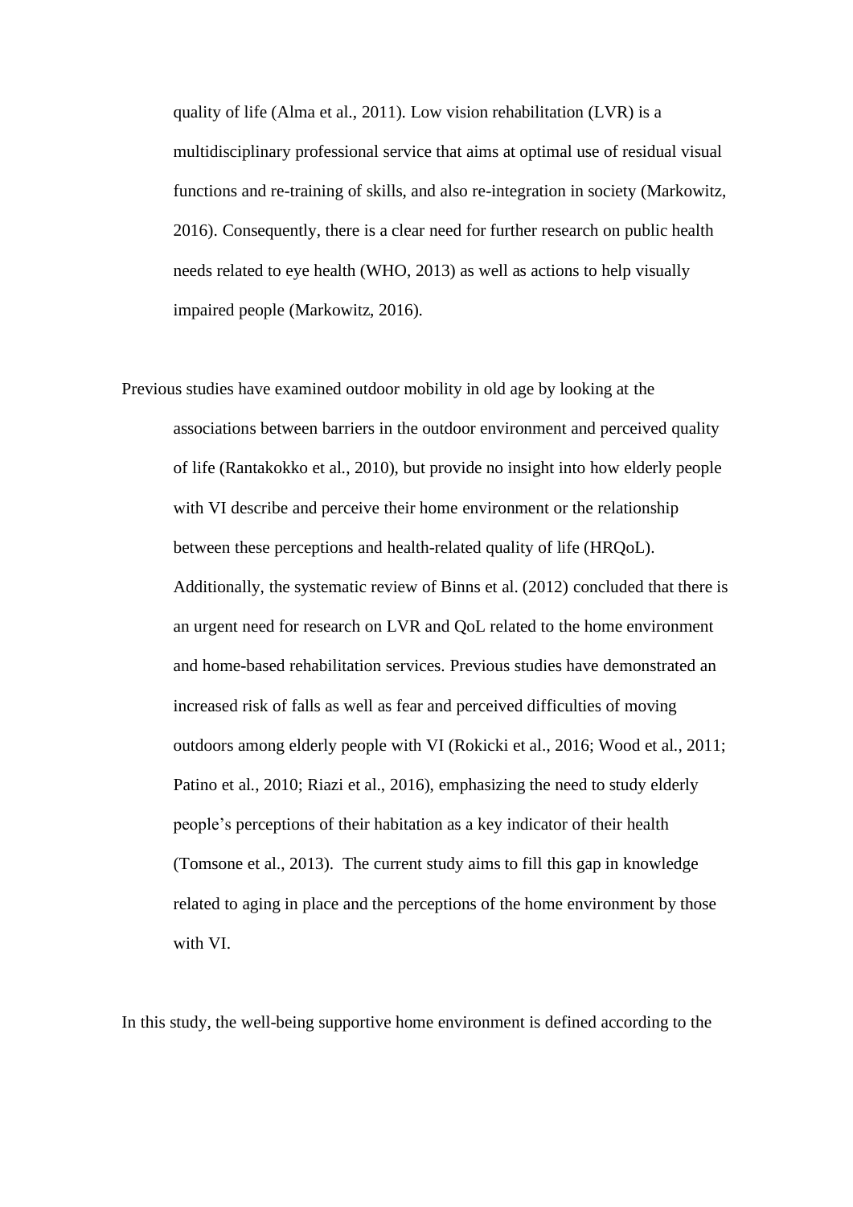quality of life (Alma et al., 2011). Low vision rehabilitation (LVR) is a multidisciplinary professional service that aims at optimal use of residual visual functions and re-training of skills, and also re-integration in society (Markowitz, 2016). Consequently, there is a clear need for further research on public health needs related to eye health (WHO, 2013) as well as actions to help visually impaired people (Markowitz, 2016).

Previous studies have examined outdoor mobility in old age by looking at the associations between barriers in the outdoor environment and perceived quality of life (Rantakokko et al., 2010), but provide no insight into how elderly people with VI describe and perceive their home environment or the relationship between these perceptions and health-related quality of life (HRQoL). Additionally, the systematic review of Binns et al. (2012) concluded that there is an urgent need for research on LVR and QoL related to the home environment and home-based rehabilitation services. Previous studies have demonstrated an increased risk of falls as well as fear and perceived difficulties of moving outdoors among elderly people with VI (Rokicki et al., 2016; Wood et al., 2011; Patino et al., 2010; Riazi et al., 2016), emphasizing the need to study elderly people's perceptions of their habitation as a key indicator of their health (Tomsone et al., 2013). The current study aims to fill this gap in knowledge related to aging in place and the perceptions of the home environment by those with VI.

In this study, the well-being supportive home environment is defined according to the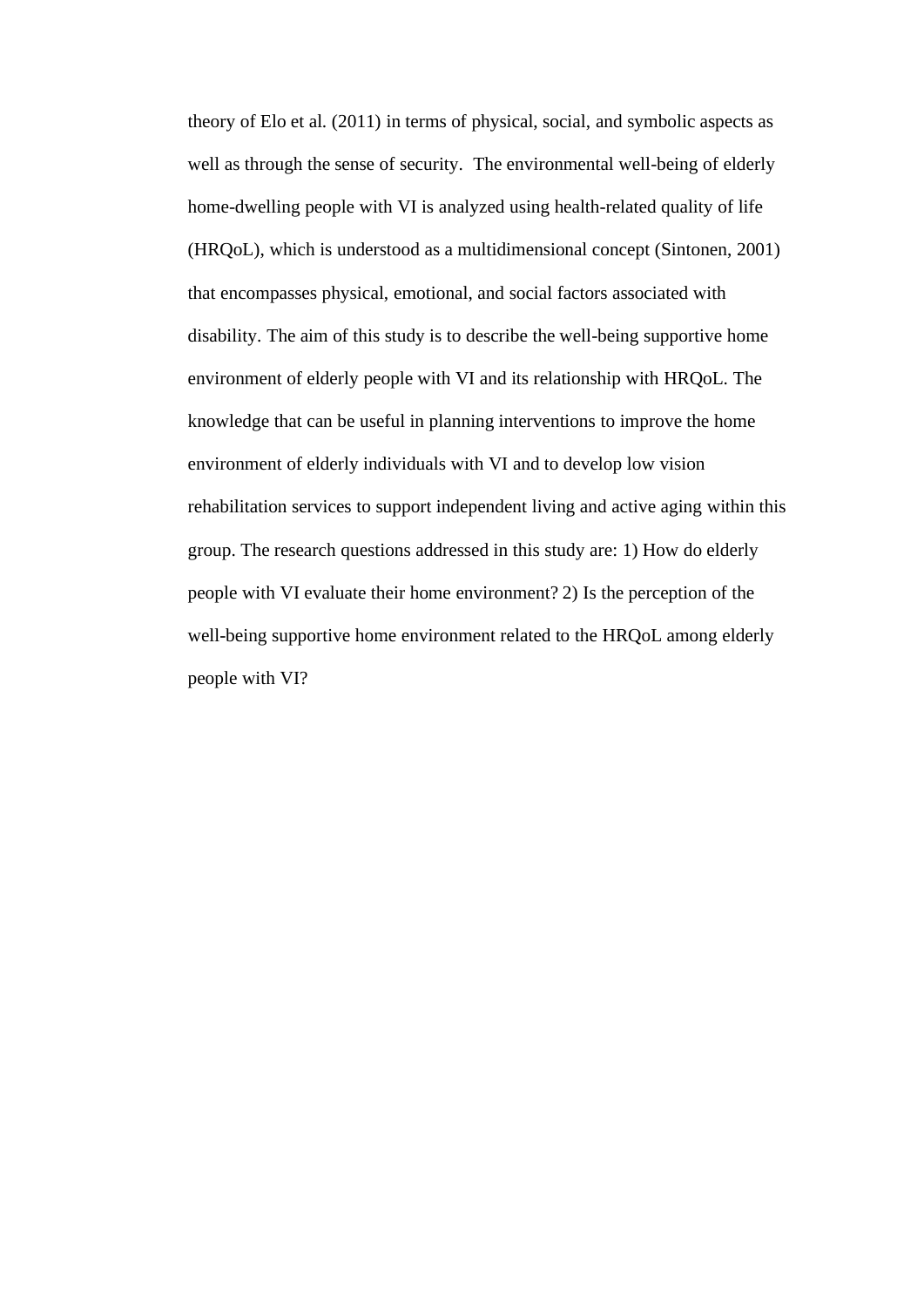theory of Elo et al. (2011) in terms of physical, social, and symbolic aspects as well as through the sense of security. The environmental well-being of elderly home-dwelling people with VI is analyzed using health-related quality of life (HRQoL), which is understood as a multidimensional concept (Sintonen, 2001) that encompasses physical, emotional, and social factors associated with disability. The aim of this study is to describe the well-being supportive home environment of elderly people with VI and its relationship with HRQoL. The knowledge that can be useful in planning interventions to improve the home environment of elderly individuals with VI and to develop low vision rehabilitation services to support independent living and active aging within this group. The research questions addressed in this study are: 1) How do elderly people with VI evaluate their home environment? 2) Is the perception of the well-being supportive home environment related to the HRQoL among elderly people with VI?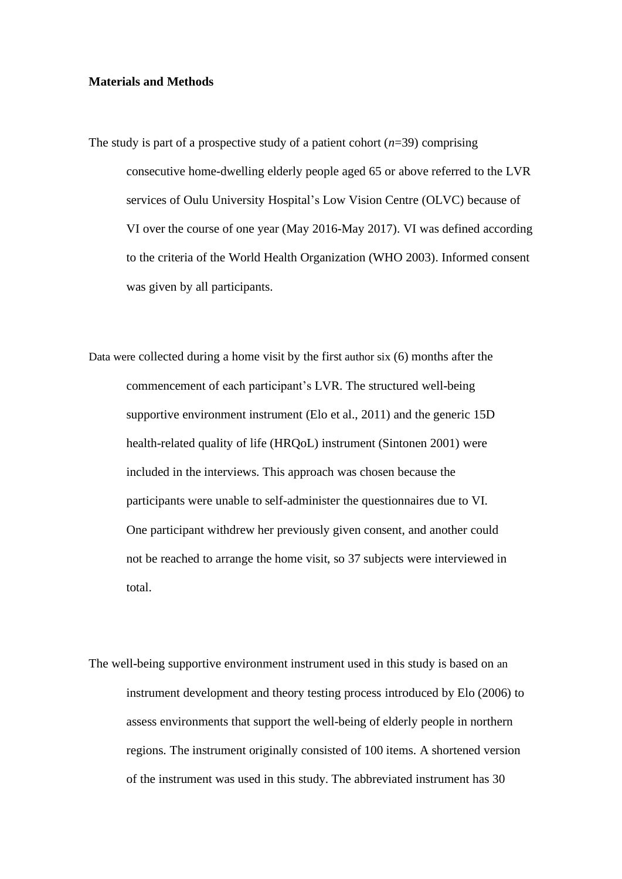**Materials and Methods**

The study is part of a prospective study of a patient cohort (*n*=39) comprising consecutive home-dwelling elderly people aged 65 or above referred to the LVR services of Oulu University Hospital's Low Vision Centre (OLVC) because of VI over the course of one year (May 2016-May 2017). VI was defined according to the criteria of the World Health Organization (WHO 2003). Informed consent was given by all participants.

Data were collected during a home visit by the first author six (6) months after the commencement of each participant's LVR. The structured well-being supportive environment instrument (Elo et al., 2011) and the generic 15D health-related quality of life (HRQoL) instrument (Sintonen 2001) were included in the interviews. This approach was chosen because the participants were unable to self-administer the questionnaires due to VI. One participant withdrew her previously given consent, and another could not be reached to arrange the home visit, so 37 subjects were interviewed in total.

The well-being supportive environment instrument used in this study is based on an instrument development and theory testing process introduced by Elo (2006) to assess environments that support the well-being of elderly people in northern regions. The instrument originally consisted of 100 items. A shortened version of the instrument was used in this study. The abbreviated instrument has 30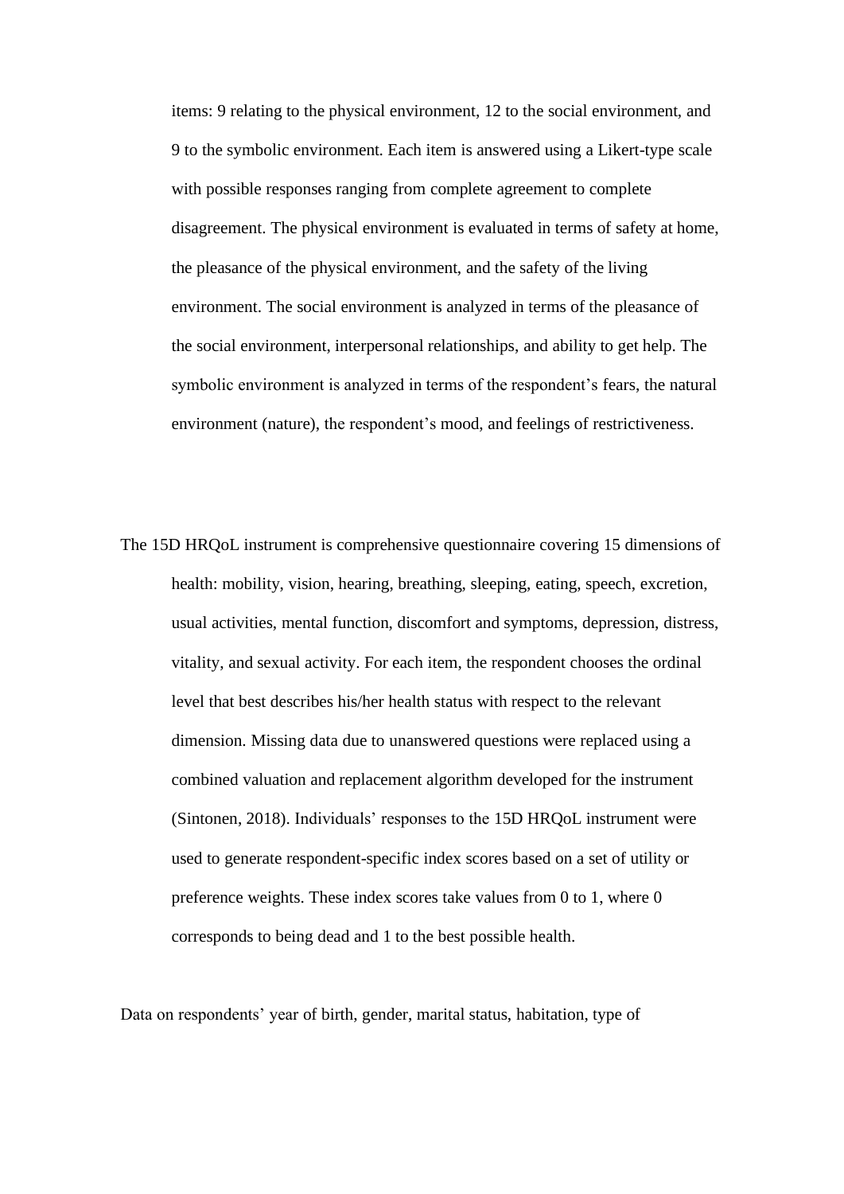items: 9 relating to the physical environment, 12 to the social environment, and 9 to the symbolic environment. Each item is answered using a Likert-type scale with possible responses ranging from complete agreement to complete disagreement. The physical environment is evaluated in terms of safety at home, the pleasance of the physical environment, and the safety of the living environment. The social environment is analyzed in terms of the pleasance of the social environment, interpersonal relationships, and ability to get help. The symbolic environment is analyzed in terms of the respondent's fears, the natural environment (nature), the respondent's mood, and feelings of restrictiveness.

The 15D HRQoL instrument is comprehensive questionnaire covering 15 dimensions of health: mobility, vision, hearing, breathing, sleeping, eating, speech, excretion, usual activities, mental function, discomfort and symptoms, depression, distress, vitality, and sexual activity. For each item, the respondent chooses the ordinal level that best describes his/her health status with respect to the relevant dimension. Missing data due to unanswered questions were replaced using a combined valuation and replacement algorithm developed for the instrument (Sintonen, 2018). Individuals' responses to the 15D HRQoL instrument were used to generate respondent-specific index scores based on a set of utility or preference weights. These index scores take values from 0 to 1, where 0 corresponds to being dead and 1 to the best possible health.

Data on respondents' year of birth, gender, marital status, habitation, type of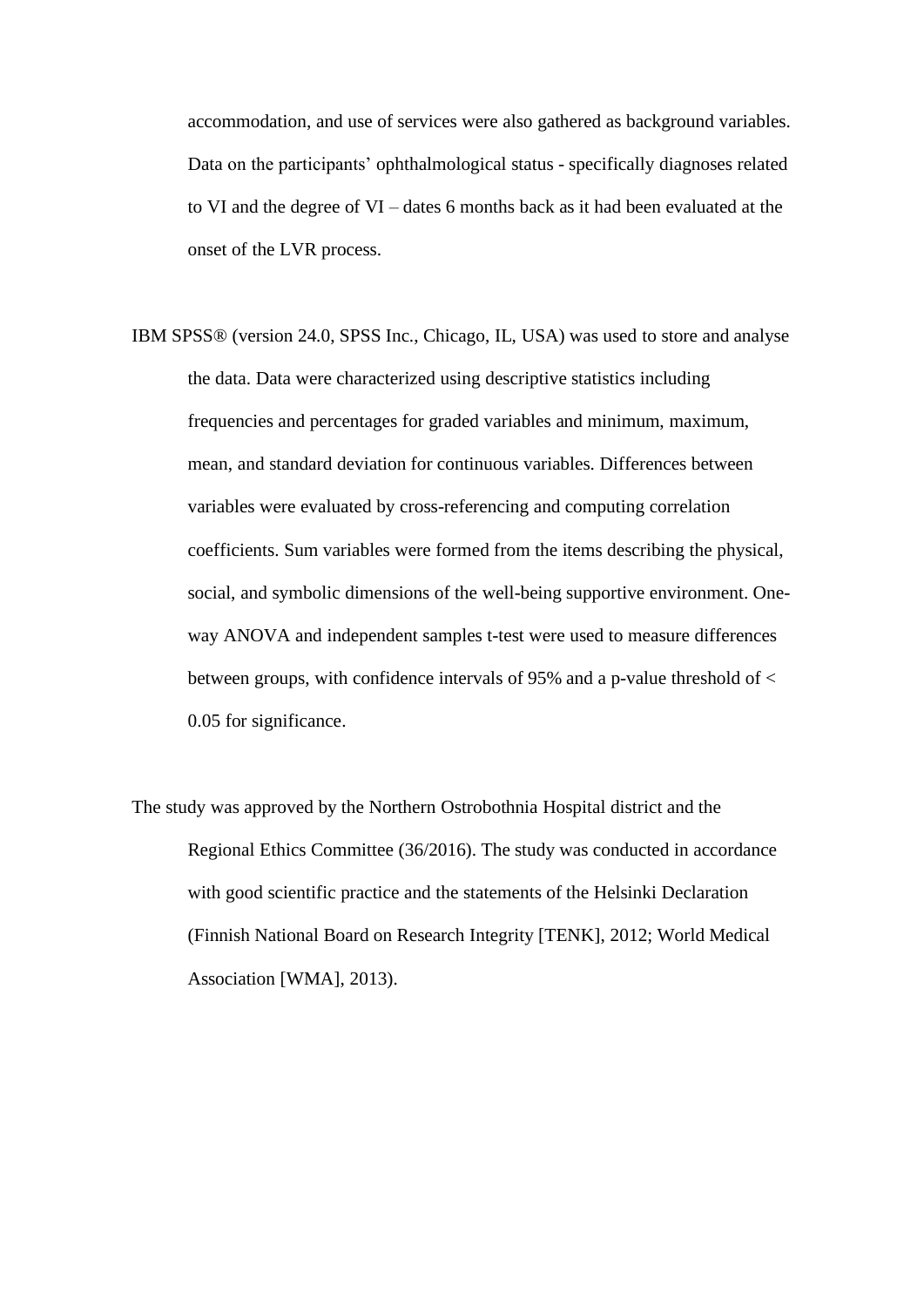accommodation, and use of services were also gathered as background variables. Data on the participants' ophthalmological status - specifically diagnoses related to VI and the degree of VI – dates 6 months back as it had been evaluated at the onset of the LVR process.

IBM SPSS® (version 24.0, SPSS Inc., Chicago, IL, USA) was used to store and analyse the data. Data were characterized using descriptive statistics including frequencies and percentages for graded variables and minimum, maximum, mean, and standard deviation for continuous variables. Differences between variables were evaluated by cross-referencing and computing correlation coefficients. Sum variables were formed from the items describing the physical, social, and symbolic dimensions of the well-being supportive environment. One-way ANOVA and independent samples t-test were used to measure differences between groups, with confidence intervals of 95% and a p-value threshold of $< 0.05$ for significance.

The study was approved by the Northern Ostrobothnia Hospital district and the Regional Ethics Committee (36/2016). The study was conducted in accordance with good scientific practice and the statements of the Helsinki Declaration (Finnish National Board on Research Integrity [TENK], 2012; World Medical Association [WMA], 2013).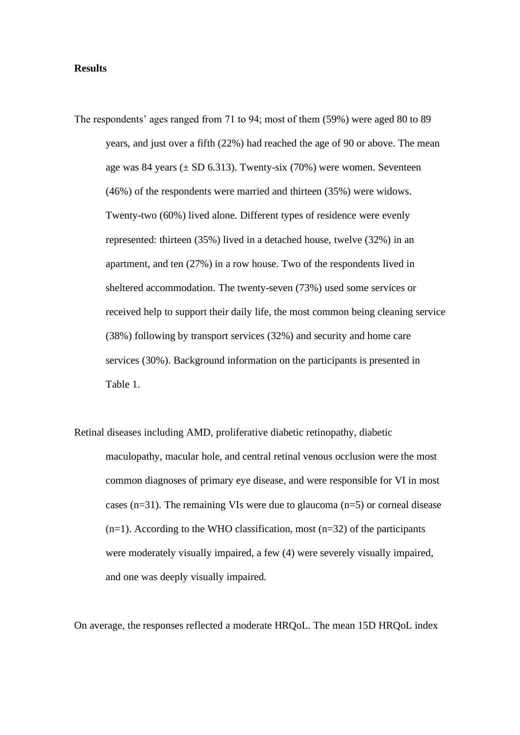**Results**

The respondents' ages ranged from 71 to 94; most of them (59%) were aged 80 to 89 years, and just over a fifth (22%) had reached the age of 90 or above. The mean age was 84 years (± SD 6.313). Twenty-six (70%) were women. Seventeen (46%) of the respondents were married and thirteen (35%) were widows. Twenty-two (60%) lived alone. Different types of residence were evenly represented: thirteen (35%) lived in a detached house, twelve (32%) in an apartment, and ten (27%) in a row house. Two of the respondents lived in sheltered accommodation. The twenty-seven (73%) used some services or received help to support their daily life, the most common being cleaning service (38%) following by transport services (32%) and security and home care services (30%). Background information on the participants is presented in Table 1.

Retinal diseases including AMD, proliferative diabetic retinopathy, diabetic maculopathy, macular hole, and central retinal venous occlusion were the most common diagnoses of primary eye disease, and were responsible for VI in most cases (n=31). The remaining VIs were due to glaucoma (n=5) or corneal disease (n=1). According to the WHO classification, most (n=32) of the participants were moderately visually impaired, a few (4) were severely visually impaired, and one was deeply visually impaired.

On average, the responses reflected a moderate HRQoL. The mean 15D HRQoL index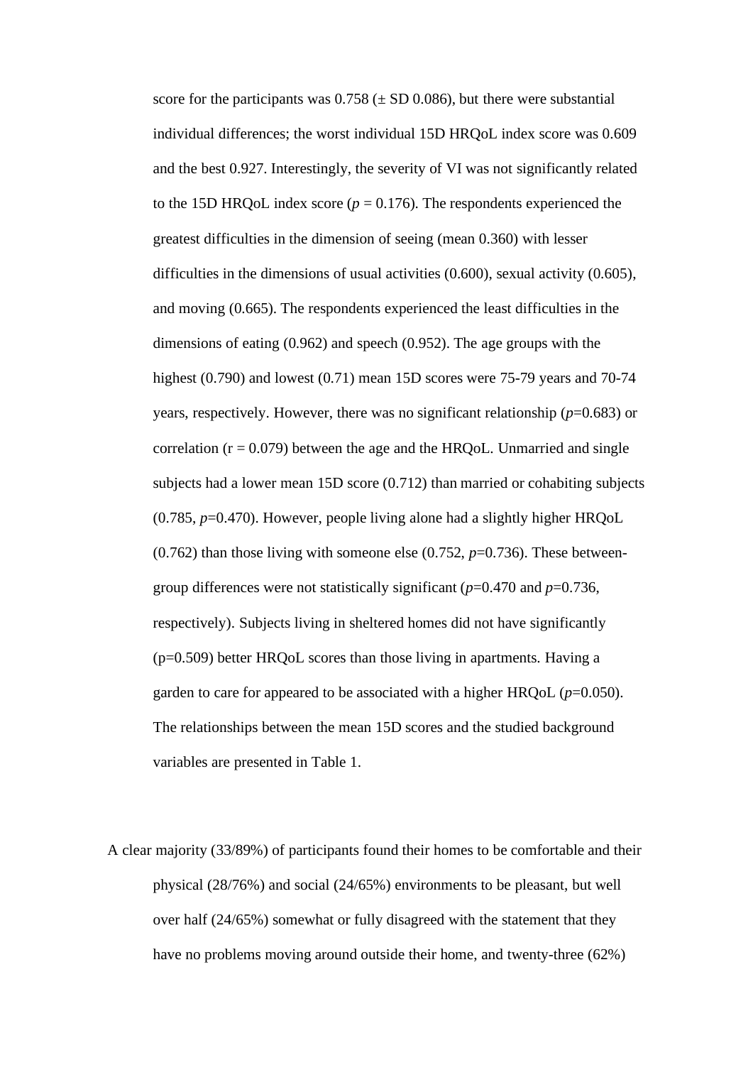score for the participants was 0.758 (± SD 0.086), but there were substantial individual differences; the worst individual 15D HRQoL index score was 0.609 and the best 0.927. Interestingly, the severity of VI was not significantly related to the 15D HRQoL index score ($p$ = 0.176). The respondents experienced the greatest difficulties in the dimension of seeing (mean 0.360) with lesser difficulties in the dimensions of usual activities (0.600), sexual activity (0.605), and moving (0.665). The respondents experienced the least difficulties in the dimensions of eating (0.962) and speech (0.952). The age groups with the highest (0.790) and lowest (0.71) mean 15D scores were 75-79 years and 70-74 years, respectively. However, there was no significant relationship ($p$=0.683) or correlation (r = 0.079) between the age and the HRQoL. Unmarried and single subjects had a lower mean 15D score (0.712) than married or cohabiting subjects (0.785, $p$=0.470). However, people living alone had a slightly higher HRQoL (0.762) than those living with someone else (0.752, $p$=0.736). These between-group differences were not statistically significant ($p$=0.470 and $p$=0.736, respectively). Subjects living in sheltered homes did not have significantly (p=0.509) better HRQoL scores than those living in apartments. Having a garden to care for appeared to be associated with a higher HRQoL ($p$=0.050). The relationships between the mean 15D scores and the studied background variables are presented in Table 1.

A clear majority (33/89%) of participants found their homes to be comfortable and their physical (28/76%) and social (24/65%) environments to be pleasant, but well over half (24/65%) somewhat or fully disagreed with the statement that they have no problems moving around outside their home, and twenty-three (62%)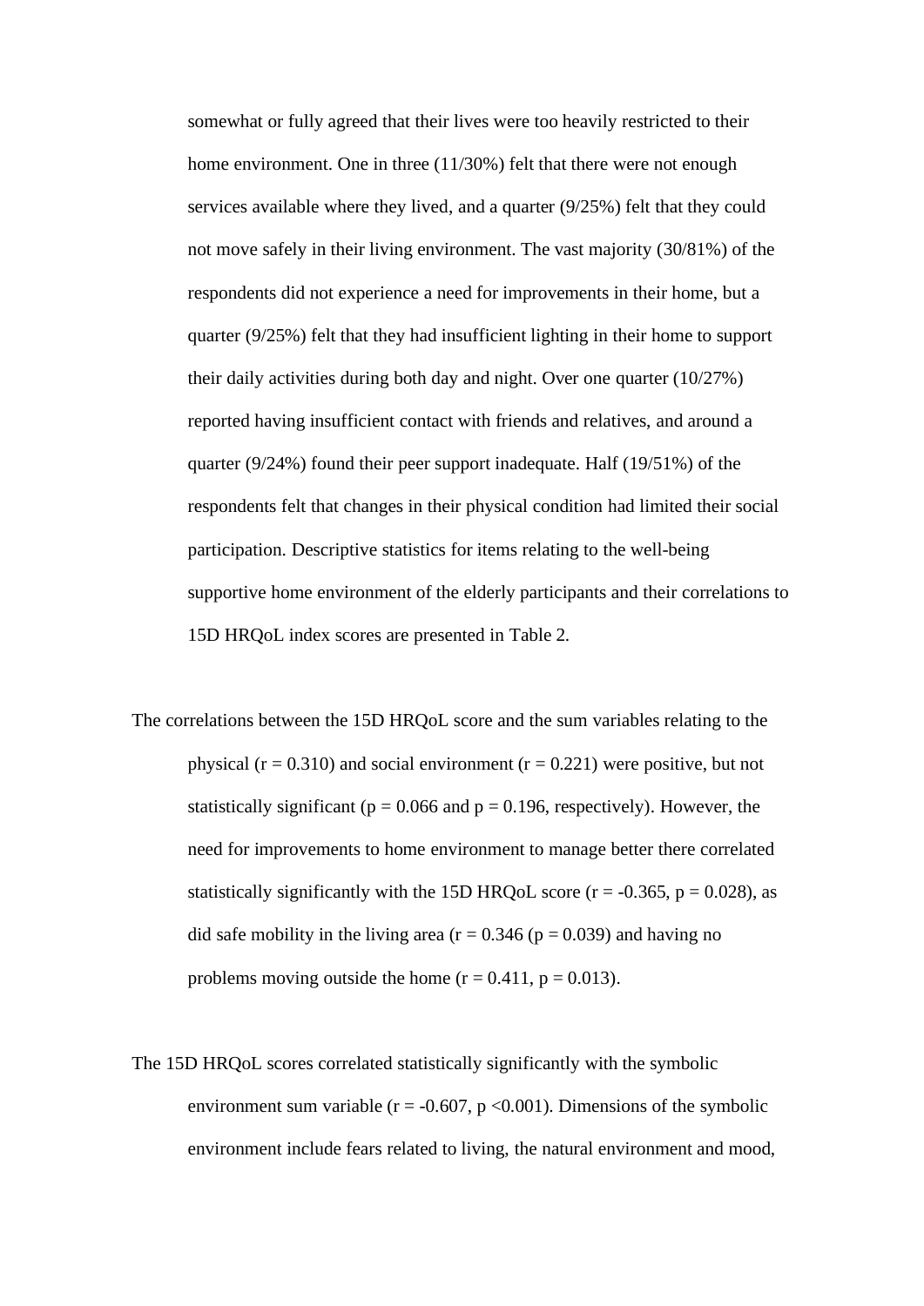somewhat or fully agreed that their lives were too heavily restricted to their home environment. One in three (11/30%) felt that there were not enough services available where they lived, and a quarter (9/25%) felt that they could not move safely in their living environment. The vast majority (30/81%) of the respondents did not experience a need for improvements in their home, but a quarter (9/25%) felt that they had insufficient lighting in their home to support their daily activities during both day and night. Over one quarter (10/27%) reported having insufficient contact with friends and relatives, and around a quarter (9/24%) found their peer support inadequate. Half (19/51%) of the respondents felt that changes in their physical condition had limited their social participation. Descriptive statistics for items relating to the well-being supportive home environment of the elderly participants and their correlations to 15D HRQoL index scores are presented in Table 2.

The correlations between the 15D HRQoL score and the sum variables relating to the physical ($r = 0.310$) and social environment ($r = 0.221$) were positive, but not statistically significant ($p = 0.066$ and $p = 0.196$, respectively). However, the need for improvements to home environment to manage better there correlated statistically significantly with the 15D HRQoL score ($r = -0.365$, $p = 0.028$), as did safe mobility in the living area ($r = 0.346$ ($p = 0.039$) and having no problems moving outside the home ($r = 0.411$, $p = 0.013$).

The 15D HRQoL scores correlated statistically significantly with the symbolic environment sum variable ($r = -0.607$, $p < 0.001$). Dimensions of the symbolic environment include fears related to living, the natural environment and mood,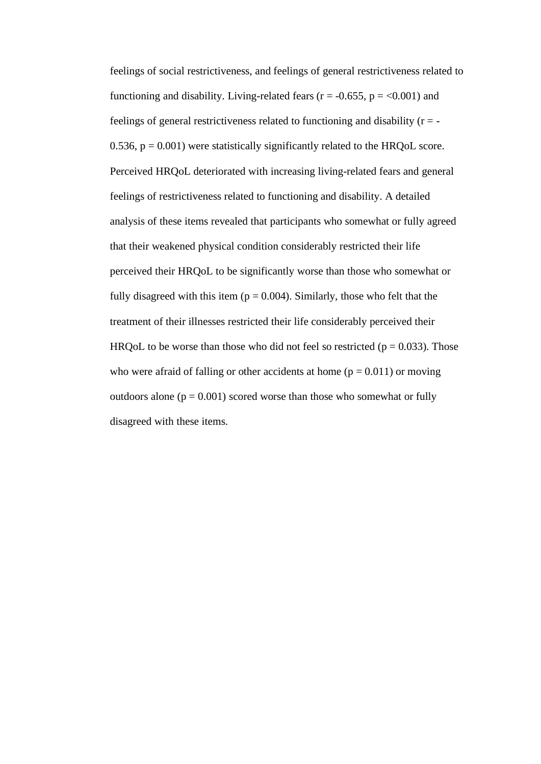feelings of social restrictiveness, and feelings of general restrictiveness related to functioning and disability. Living-related fears ($r = -0.655$, $p = <0.001$) and feelings of general restrictiveness related to functioning and disability ($r = -0.536$, $p = 0.001$) were statistically significantly related to the HRQoL score. Perceived HRQoL deteriorated with increasing living-related fears and general feelings of restrictiveness related to functioning and disability. A detailed analysis of these items revealed that participants who somewhat or fully agreed that their weakened physical condition considerably restricted their life perceived their HRQoL to be significantly worse than those who somewhat or fully disagreed with this item ($p = 0.004$). Similarly, those who felt that the treatment of their illnesses restricted their life considerably perceived their HRQoL to be worse than those who did not feel so restricted ($p = 0.033$). Those who were afraid of falling or other accidents at home ($p = 0.011$) or moving outdoors alone ($p = 0.001$) scored worse than those who somewhat or fully disagreed with these items.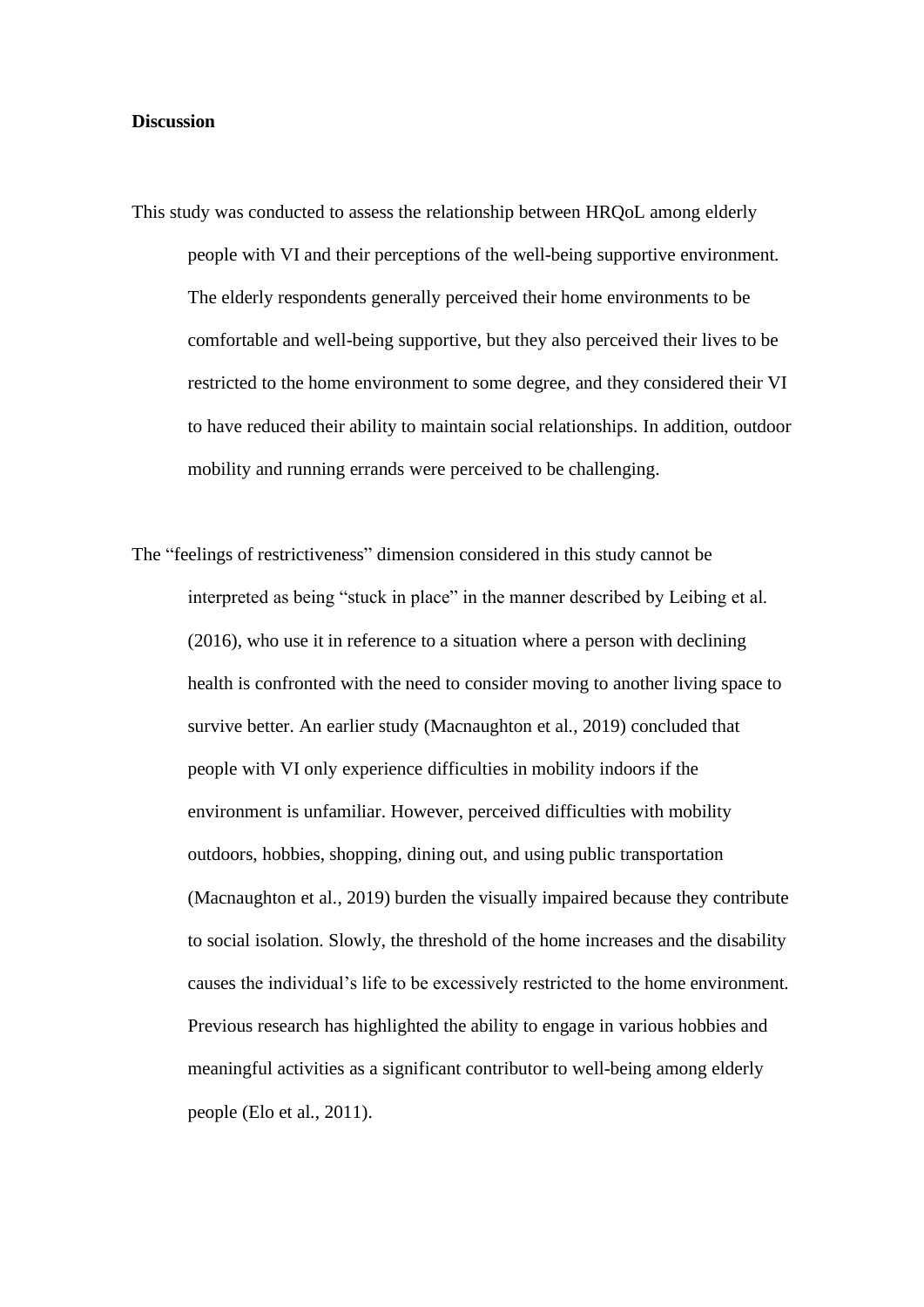**Discussion**

This study was conducted to assess the relationship between HRQoL among elderly people with VI and their perceptions of the well-being supportive environment. The elderly respondents generally perceived their home environments to be comfortable and well-being supportive, but they also perceived their lives to be restricted to the home environment to some degree, and they considered their VI to have reduced their ability to maintain social relationships. In addition, outdoor mobility and running errands were perceived to be challenging.

The "feelings of restrictiveness" dimension considered in this study cannot be interpreted as being "stuck in place" in the manner described by Leibing et al. (2016), who use it in reference to a situation where a person with declining health is confronted with the need to consider moving to another living space to survive better. An earlier study (Macnaughton et al., 2019) concluded that people with VI only experience difficulties in mobility indoors if the environment is unfamiliar. However, perceived difficulties with mobility outdoors, hobbies, shopping, dining out, and using public transportation (Macnaughton et al., 2019) burden the visually impaired because they contribute to social isolation. Slowly, the threshold of the home increases and the disability causes the individual's life to be excessively restricted to the home environment. Previous research has highlighted the ability to engage in various hobbies and meaningful activities as a significant contributor to well-being among elderly people (Elo et al., 2011).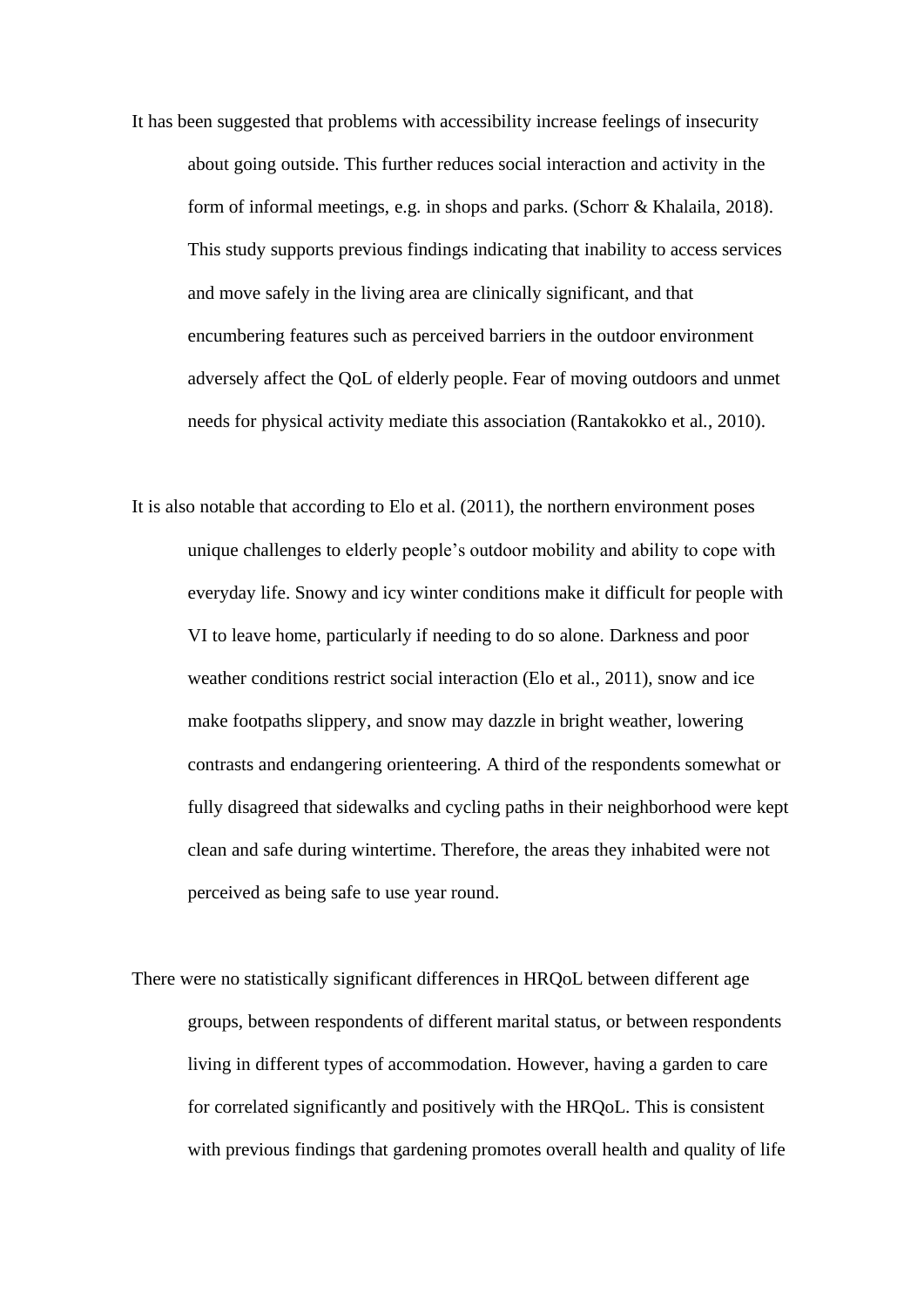It has been suggested that problems with accessibility increase feelings of insecurity about going outside. This further reduces social interaction and activity in the form of informal meetings, e.g. in shops and parks. (Schorr & Khalaila, 2018). This study supports previous findings indicating that inability to access services and move safely in the living area are clinically significant, and that encumbering features such as perceived barriers in the outdoor environment adversely affect the QoL of elderly people. Fear of moving outdoors and unmet needs for physical activity mediate this association (Rantakokko et al., 2010).

It is also notable that according to Elo et al. (2011), the northern environment poses unique challenges to elderly people's outdoor mobility and ability to cope with everyday life. Snowy and icy winter conditions make it difficult for people with VI to leave home, particularly if needing to do so alone. Darkness and poor weather conditions restrict social interaction (Elo et al., 2011), snow and ice make footpaths slippery, and snow may dazzle in bright weather, lowering contrasts and endangering orienteering. A third of the respondents somewhat or fully disagreed that sidewalks and cycling paths in their neighborhood were kept clean and safe during wintertime. Therefore, the areas they inhabited were not perceived as being safe to use year round.

There were no statistically significant differences in HRQoL between different age groups, between respondents of different marital status, or between respondents living in different types of accommodation. However, having a garden to care for correlated significantly and positively with the HRQoL. This is consistent with previous findings that gardening promotes overall health and quality of life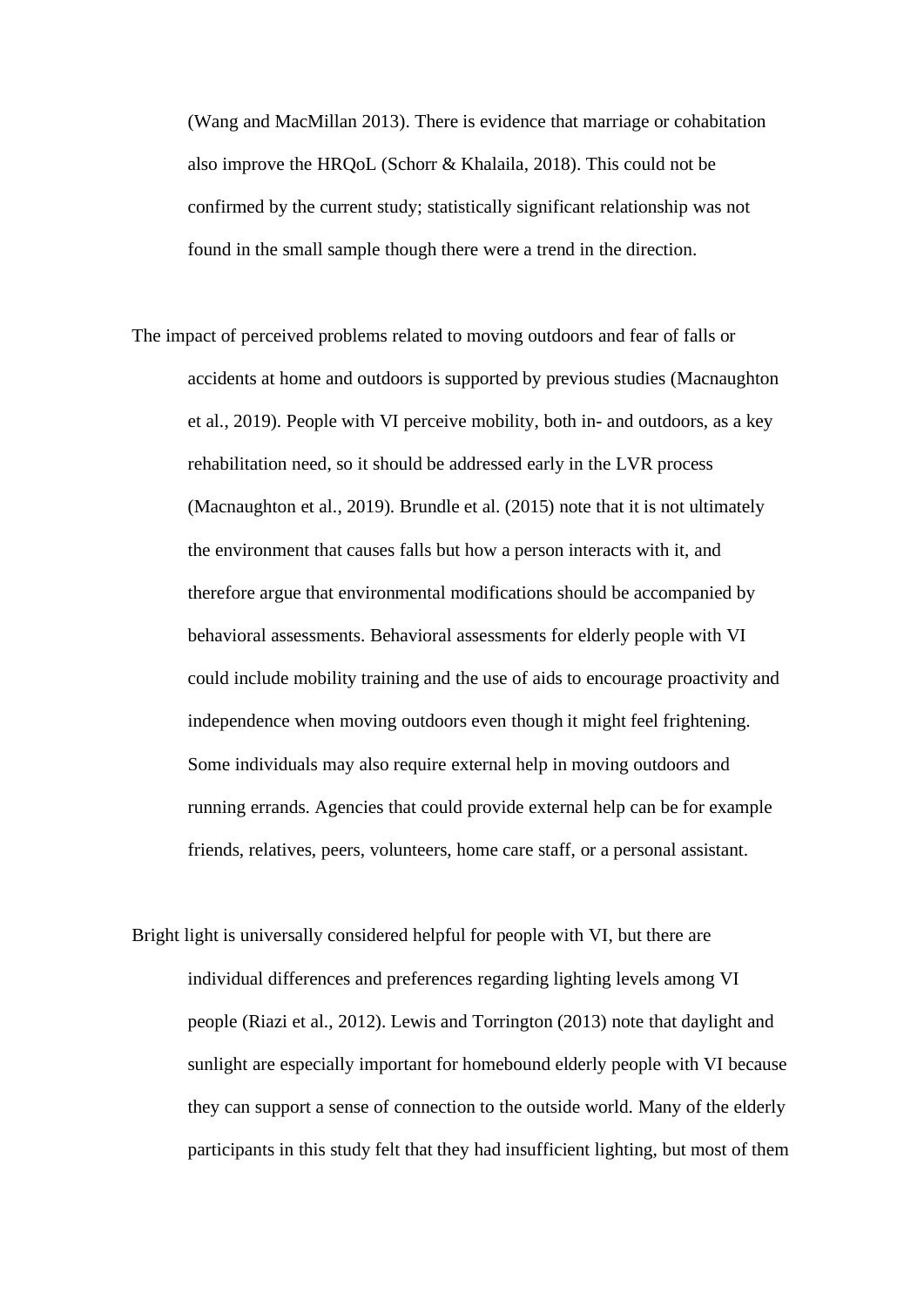(Wang and MacMillan 2013). There is evidence that marriage or cohabitation also improve the HRQoL (Schorr & Khalaila, 2018). This could not be confirmed by the current study; statistically significant relationship was not found in the small sample though there were a trend in the direction.

The impact of perceived problems related to moving outdoors and fear of falls or accidents at home and outdoors is supported by previous studies (Macnaughton et al., 2019). People with VI perceive mobility, both in- and outdoors, as a key rehabilitation need, so it should be addressed early in the LVR process (Macnaughton et al., 2019). Brundle et al. (2015) note that it is not ultimately the environment that causes falls but how a person interacts with it, and therefore argue that environmental modifications should be accompanied by behavioral assessments. Behavioral assessments for elderly people with VI could include mobility training and the use of aids to encourage proactivity and independence when moving outdoors even though it might feel frightening. Some individuals may also require external help in moving outdoors and running errands. Agencies that could provide external help can be for example friends, relatives, peers, volunteers, home care staff, or a personal assistant.

Bright light is universally considered helpful for people with VI, but there are individual differences and preferences regarding lighting levels among VI people (Riazi et al., 2012). Lewis and Torrington (2013) note that daylight and sunlight are especially important for homebound elderly people with VI because they can support a sense of connection to the outside world. Many of the elderly participants in this study felt that they had insufficient lighting, but most of them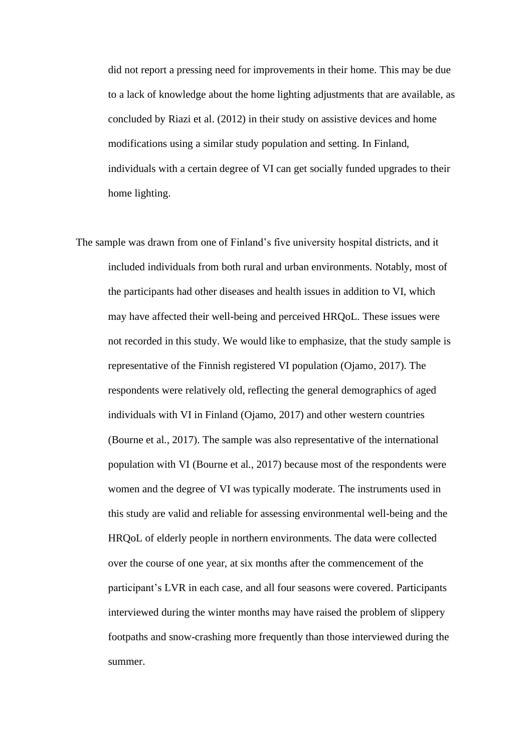did not report a pressing need for improvements in their home. This may be due to a lack of knowledge about the home lighting adjustments that are available, as concluded by Riazi et al. (2012) in their study on assistive devices and home modifications using a similar study population and setting. In Finland, individuals with a certain degree of VI can get socially funded upgrades to their home lighting.

The sample was drawn from one of Finland's five university hospital districts, and it included individuals from both rural and urban environments. Notably, most of the participants had other diseases and health issues in addition to VI, which may have affected their well-being and perceived HRQoL. These issues were not recorded in this study. We would like to emphasize, that the study sample is representative of the Finnish registered VI population (Ojamo, 2017). The respondents were relatively old, reflecting the general demographics of aged individuals with VI in Finland (Ojamo, 2017) and other western countries (Bourne et al., 2017). The sample was also representative of the international population with VI (Bourne et al., 2017) because most of the respondents were women and the degree of VI was typically moderate. The instruments used in this study are valid and reliable for assessing environmental well-being and the HRQoL of elderly people in northern environments. The data were collected over the course of one year, at six months after the commencement of the participant's LVR in each case, and all four seasons were covered. Participants interviewed during the winter months may have raised the problem of slippery footpaths and snow-crashing more frequently than those interviewed during the summer.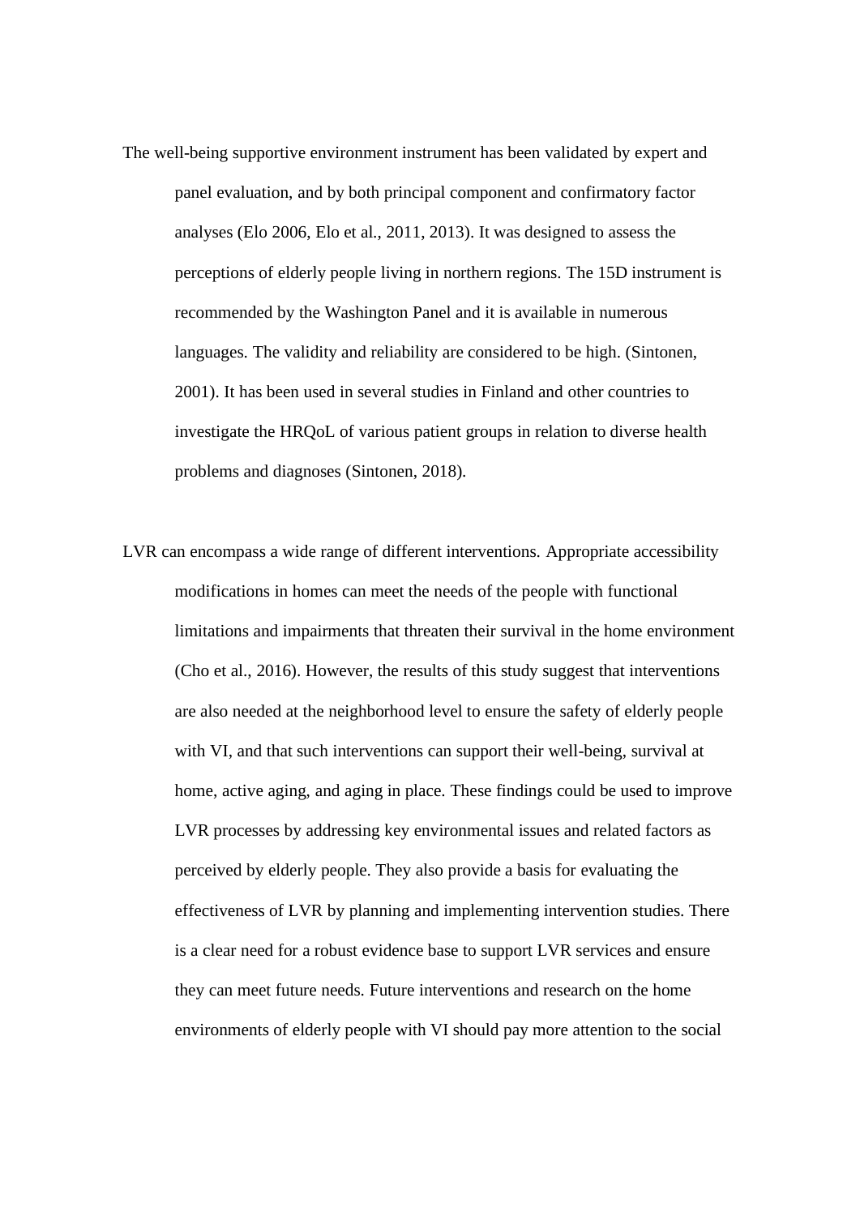The well-being supportive environment instrument has been validated by expert and panel evaluation, and by both principal component and confirmatory factor analyses (Elo 2006, Elo et al., 2011, 2013). It was designed to assess the perceptions of elderly people living in northern regions. The 15D instrument is recommended by the Washington Panel and it is available in numerous languages. The validity and reliability are considered to be high. (Sintonen, 2001). It has been used in several studies in Finland and other countries to investigate the HRQoL of various patient groups in relation to diverse health problems and diagnoses (Sintonen, 2018).

LVR can encompass a wide range of different interventions. Appropriate accessibility modifications in homes can meet the needs of the people with functional limitations and impairments that threaten their survival in the home environment (Cho et al., 2016). However, the results of this study suggest that interventions are also needed at the neighborhood level to ensure the safety of elderly people with VI, and that such interventions can support their well-being, survival at home, active aging, and aging in place. These findings could be used to improve LVR processes by addressing key environmental issues and related factors as perceived by elderly people. They also provide a basis for evaluating the effectiveness of LVR by planning and implementing intervention studies. There is a clear need for a robust evidence base to support LVR services and ensure they can meet future needs. Future interventions and research on the home environments of elderly people with VI should pay more attention to the social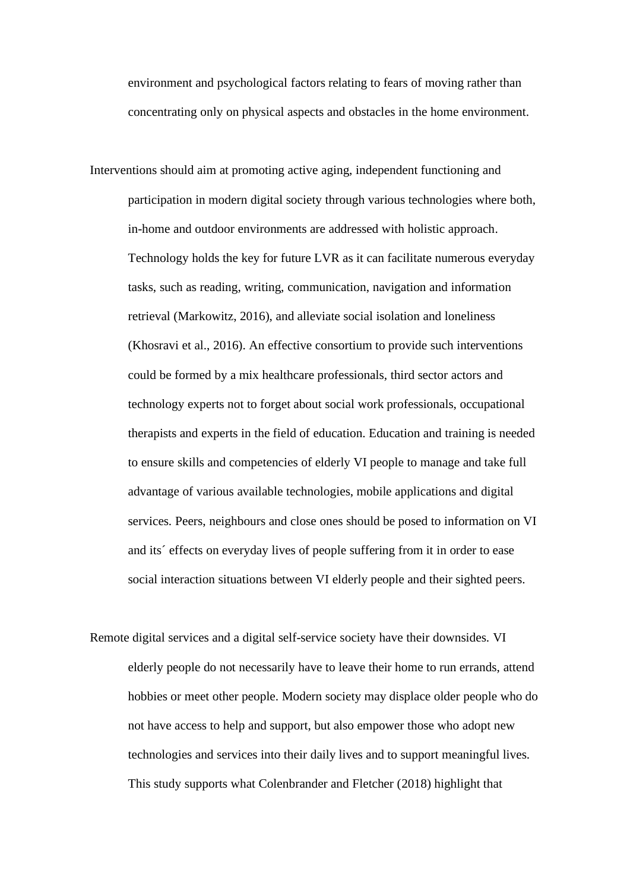environment and psychological factors relating to fears of moving rather than concentrating only on physical aspects and obstacles in the home environment.

Interventions should aim at promoting active aging, independent functioning and participation in modern digital society through various technologies where both, in-home and outdoor environments are addressed with holistic approach. Technology holds the key for future LVR as it can facilitate numerous everyday tasks, such as reading, writing, communication, navigation and information retrieval (Markowitz, 2016), and alleviate social isolation and loneliness (Khosravi et al., 2016). An effective consortium to provide such interventions could be formed by a mix healthcare professionals, third sector actors and technology experts not to forget about social work professionals, occupational therapists and experts in the field of education. Education and training is needed to ensure skills and competencies of elderly VI people to manage and take full advantage of various available technologies, mobile applications and digital services. Peers, neighbours and close ones should be posed to information on VI and its´ effects on everyday lives of people suffering from it in order to ease social interaction situations between VI elderly people and their sighted peers.

Remote digital services and a digital self-service society have their downsides. VI elderly people do not necessarily have to leave their home to run errands, attend hobbies or meet other people. Modern society may displace older people who do not have access to help and support, but also empower those who adopt new technologies and services into their daily lives and to support meaningful lives. This study supports what Colenbrander and Fletcher (2018) highlight that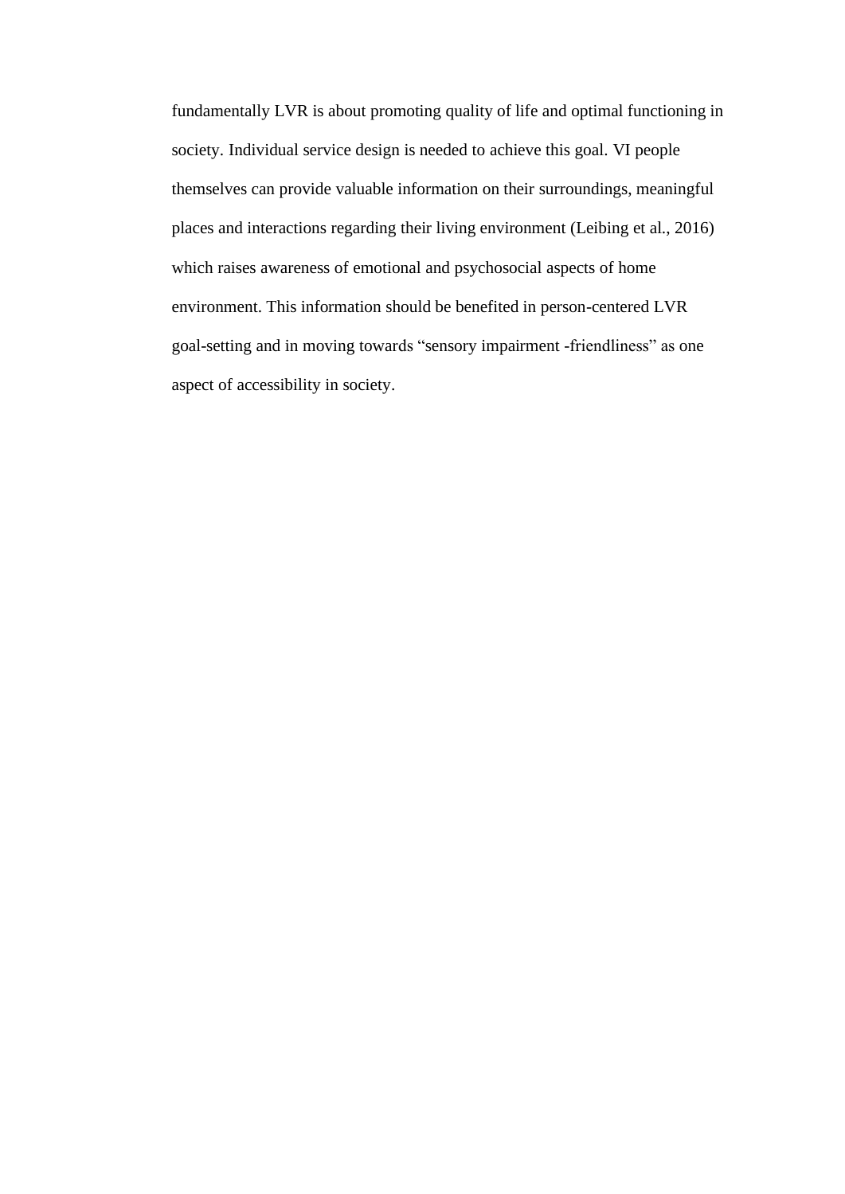fundamentally LVR is about promoting quality of life and optimal functioning in society. Individual service design is needed to achieve this goal. VI people themselves can provide valuable information on their surroundings, meaningful places and interactions regarding their living environment (Leibing et al., 2016) which raises awareness of emotional and psychosocial aspects of home environment. This information should be benefited in person-centered LVR goal-setting and in moving towards "sensory impairment -friendliness" as one aspect of accessibility in society.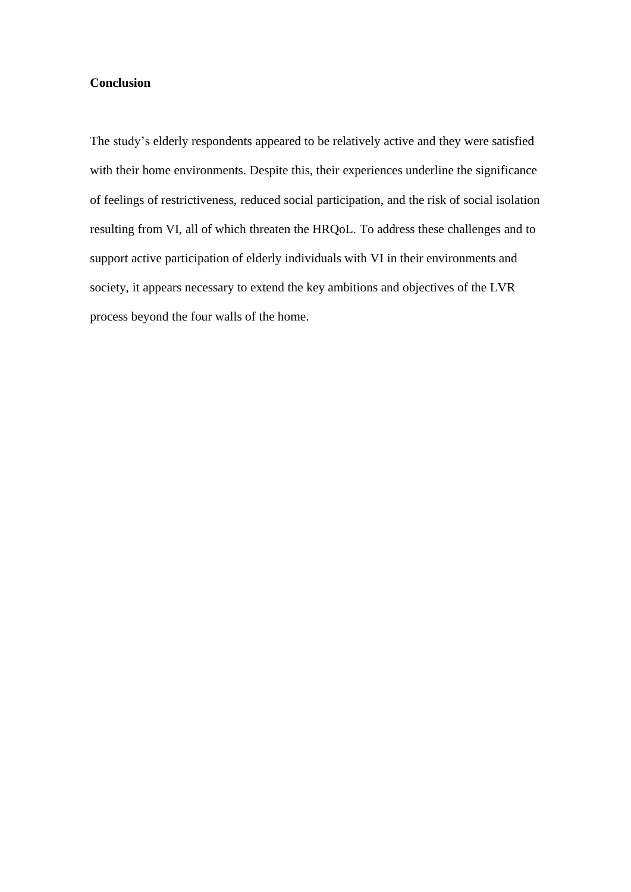## Conclusion

The study's elderly respondents appeared to be relatively active and they were satisfied with their home environments. Despite this, their experiences underline the significance of feelings of restrictiveness, reduced social participation, and the risk of social isolation resulting from VI, all of which threaten the HRQoL. To address these challenges and to support active participation of elderly individuals with VI in their environments and society, it appears necessary to extend the key ambitions and objectives of the LVR process beyond the four walls of the home.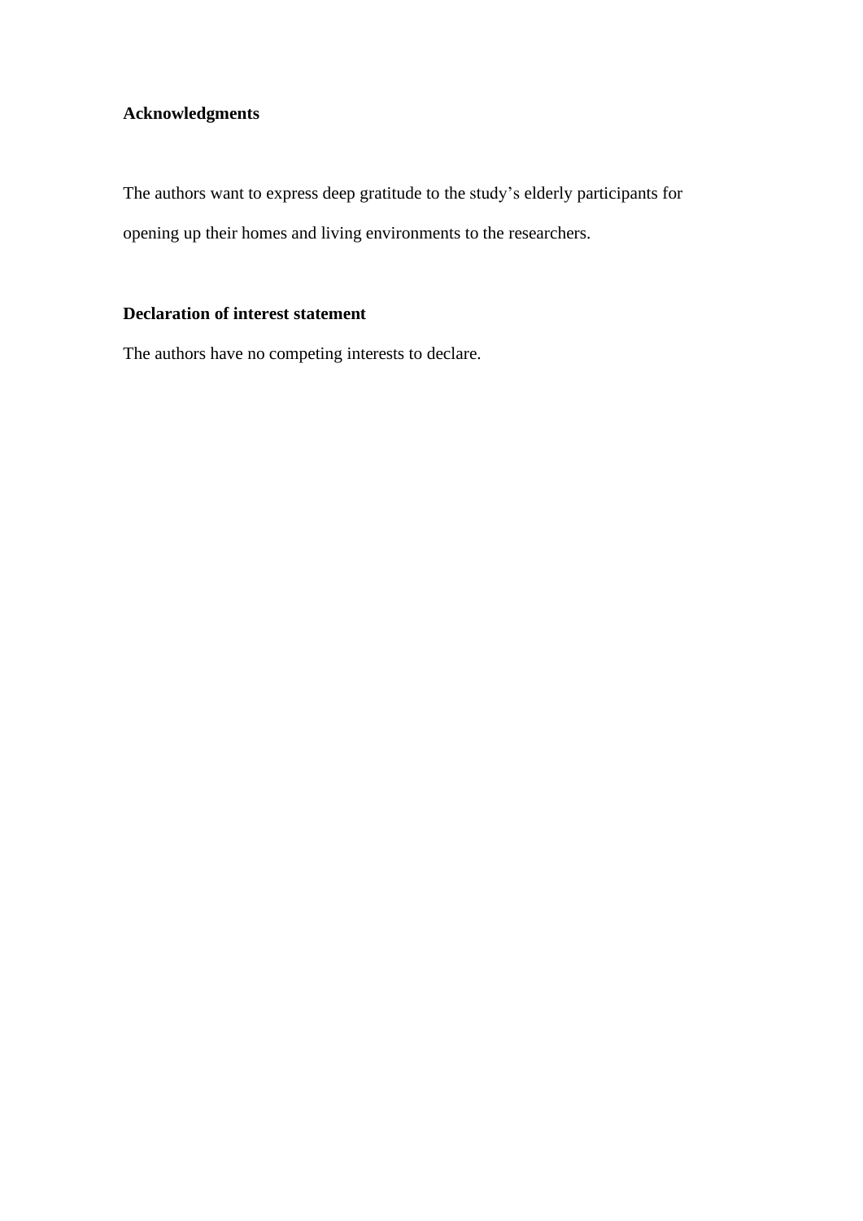**Acknowledgments**

The authors want to express deep gratitude to the study's elderly participants for opening up their homes and living environments to the researchers.

**Declaration of interest statement**

The authors have no competing interests to declare.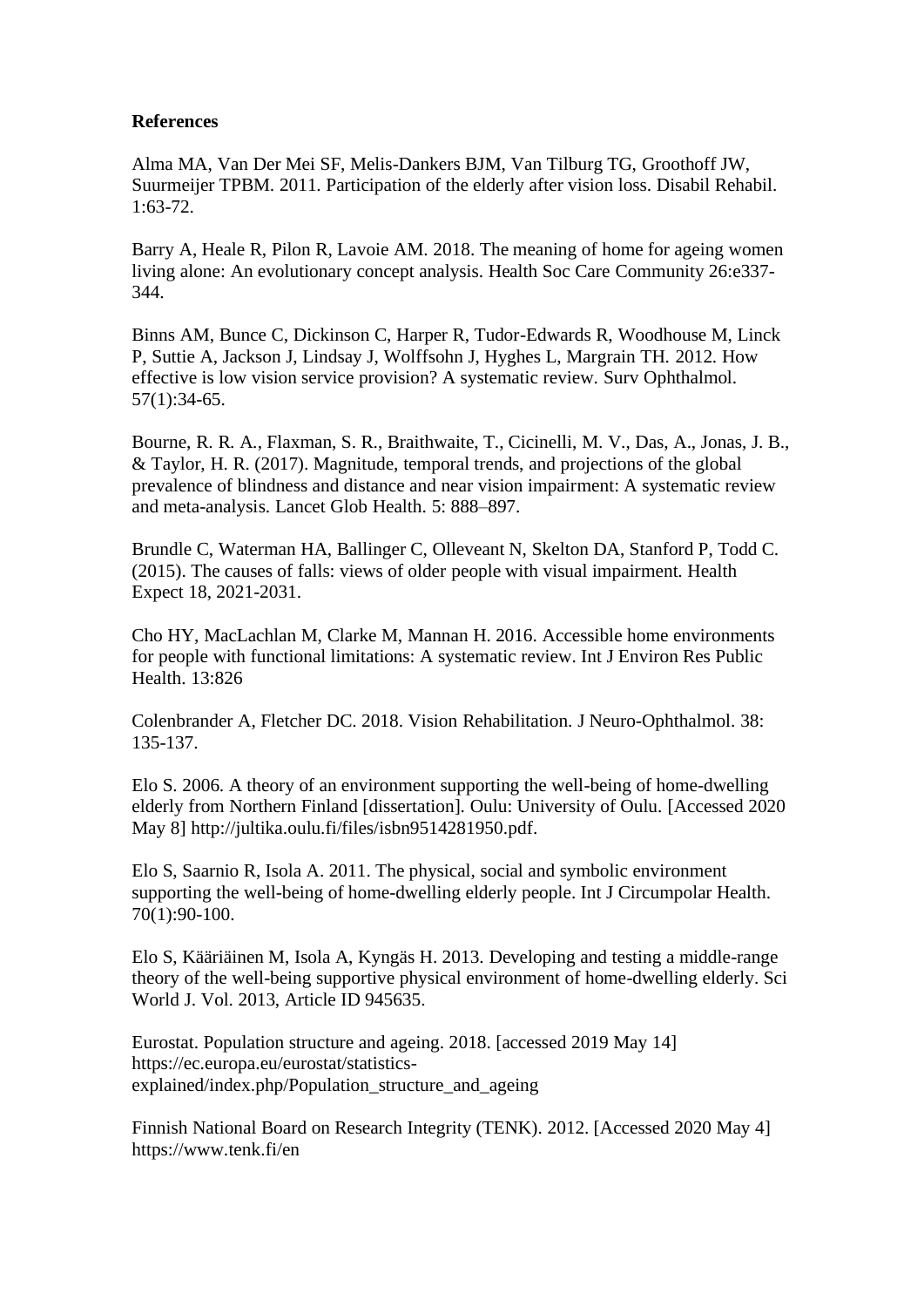**References**

Alma MA, Van Der Mei SF, Melis-Dankers BJM, Van Tilburg TG, Groothoff JW, Suurmeijer TPBM. 2011. Participation of the elderly after vision loss. Disabil Rehabil. 1:63-72.

Barry A, Heale R, Pilon R, Lavoie AM. 2018. The meaning of home for ageing women living alone: An evolutionary concept analysis. Health Soc Care Community 26:e337-344.

Binns AM, Bunce C, Dickinson C, Harper R, Tudor-Edwards R, Woodhouse M, Linck P, Suttie A, Jackson J, Lindsay J, Wolffsohn J, Hyghes L, Margrain TH. 2012. How effective is low vision service provision? A systematic review. Surv Ophthalmol. 57(1):34-65.

Bourne, R. R. A., Flaxman, S. R., Braithwaite, T., Cicinelli, M. V., Das, A., Jonas, J. B., & Taylor, H. R. (2017). Magnitude, temporal trends, and projections of the global prevalence of blindness and distance and near vision impairment: A systematic review and meta-analysis. Lancet Glob Health. 5: 888–897.

Brundle C, Waterman HA, Ballinger C, Olleveant N, Skelton DA, Stanford P, Todd C. (2015). The causes of falls: views of older people with visual impairment. Health Expect 18, 2021-2031.

Cho HY, MacLachlan M, Clarke M, Mannan H. 2016. Accessible home environments for people with functional limitations: A systematic review. Int J Environ Res Public Health. 13:826

Colenbrander A, Fletcher DC. 2018. Vision Rehabilitation. J Neuro-Ophthalmol. 38: 135-137.

Elo S. 2006. A theory of an environment supporting the well-being of home-dwelling elderly from Northern Finland [dissertation]. Oulu: University of Oulu. [Accessed 2020 May 8] http://jultika.oulu.fi/files/isbn9514281950.pdf.

Elo S, Saarnio R, Isola A. 2011. The physical, social and symbolic environment supporting the well-being of home-dwelling elderly people. Int J Circumpolar Health. 70(1):90-100.

Elo S, Kääriäinen M, Isola A, Kyngäs H. 2013. Developing and testing a middle-range theory of the well-being supportive physical environment of home-dwelling elderly. Sci World J. Vol. 2013, Article ID 945635.

Eurostat. Population structure and ageing. 2018. [accessed 2019 May 14] https://ec.europa.eu/eurostat/statistics-explained/index.php/Population_structure_and_ageing

Finnish National Board on Research Integrity (TENK). 2012. [Accessed 2020 May 4] https://www.tenk.fi/en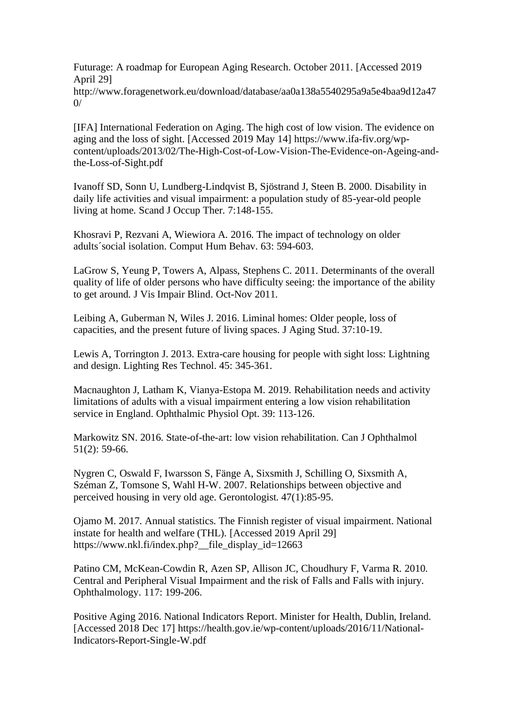Futurage: A roadmap for European Aging Research. October 2011. [Accessed 2019 April 29] http://www.foragenetwork.eu/download/database/aa0a138a5540295a9a5e4baa9d12a470/

[IFA] International Federation on Aging. The high cost of low vision. The evidence on aging and the loss of sight. [Accessed 2019 May 14] https://www.ifa-fiv.org/wp-content/uploads/2013/02/The-High-Cost-of-Low-Vision-The-Evidence-on-Ageing-and-the-Loss-of-Sight.pdf

Ivanoff SD, Sonn U, Lundberg-Lindqvist B, Sjöstrand J, Steen B. 2000. Disability in daily life activities and visual impairment: a population study of 85-year-old people living at home. Scand J Occup Ther. 7:148-155.

Khosravi P, Rezvani A, Wiewiora A. 2016. The impact of technology on older adults´social isolation. Comput Hum Behav. 63: 594-603.

LaGrow S, Yeung P, Towers A, Alpass, Stephens C. 2011. Determinants of the overall quality of life of older persons who have difficulty seeing: the importance of the ability to get around. J Vis Impair Blind. Oct-Nov 2011.

Leibing A, Guberman N, Wiles J. 2016. Liminal homes: Older people, loss of capacities, and the present future of living spaces. J Aging Stud. 37:10-19.

Lewis A, Torrington J. 2013. Extra-care housing for people with sight loss: Lightning and design. Lighting Res Technol. 45: 345-361.

Macnaughton J, Latham K, Vianya-Estopa M. 2019. Rehabilitation needs and activity limitations of adults with a visual impairment entering a low vision rehabilitation service in England. Ophthalmic Physiol Opt. 39: 113-126.

Markowitz SN. 2016. State-of-the-art: low vision rehabilitation. Can J Ophthalmol 51(2): 59-66.

Nygren C, Oswald F, Iwarsson S, Fänge A, Sixsmith J, Schilling O, Sixsmith A, Széman Z, Tomsone S, Wahl H-W. 2007. Relationships between objective and perceived housing in very old age. Gerontologist. 47(1):85-95.

Ojamo M. 2017. Annual statistics. The Finnish register of visual impairment. National instate for health and welfare (THL). [Accessed 2019 April 29] https://www.nkl.fi/index.php?__file_display_id=12663

Patino CM, McKean-Cowdin R, Azen SP, Allison JC, Choudhury F, Varma R. 2010. Central and Peripheral Visual Impairment and the risk of Falls and Falls with injury. Ophthalmology. 117: 199-206.

Positive Aging 2016. National Indicators Report. Minister for Health, Dublin, Ireland. [Accessed 2018 Dec 17] https://health.gov.ie/wp-content/uploads/2016/11/National-Indicators-Report-Single-W.pdf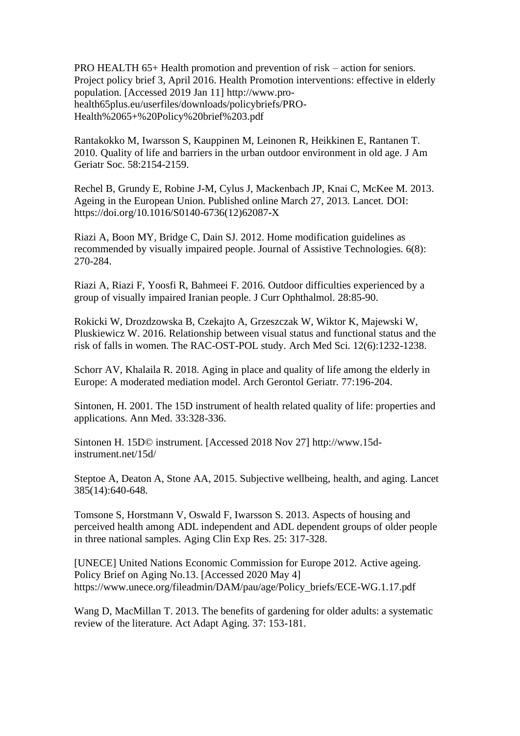PRO HEALTH 65+ Health promotion and prevention of risk – action for seniors. Project policy brief 3, April 2016. Health Promotion interventions: effective in elderly population. [Accessed 2019 Jan 11] http://www.pro-health65plus.eu/userfiles/downloads/policybriefs/PRO-Health%2065+%20Policy%20brief%203.pdf

Rantakokko M, Iwarsson S, Kauppinen M, Leinonen R, Heikkinen E, Rantanen T. 2010. Quality of life and barriers in the urban outdoor environment in old age. J Am Geriatr Soc. 58:2154-2159.

Rechel B, Grundy E, Robine J-M, Cylus J, Mackenbach JP, Knai C, McKee M. 2013. Ageing in the European Union. Published online March 27, 2013. Lancet. DOI: https://doi.org/10.1016/S0140-6736(12)62087-X

Riazi A, Boon MY, Bridge C, Dain SJ. 2012. Home modification guidelines as recommended by visually impaired people. Journal of Assistive Technologies. 6(8): 270-284.

Riazi A, Riazi F, Yoosfi R, Bahmeei F. 2016. Outdoor difficulties experienced by a group of visually impaired Iranian people. J Curr Ophthalmol. 28:85-90.

Rokicki W, Drozdzowska B, Czekajto A, Grzeszczak W, Wiktor K, Majewski W, Pluskiewicz W. 2016. Relationship between visual status and functional status and the risk of falls in women. The RAC-OST-POL study. Arch Med Sci. 12(6):1232-1238.

Schorr AV, Khalaila R. 2018. Aging in place and quality of life among the elderly in Europe: A moderated mediation model. Arch Gerontol Geriatr. 77:196-204.

Sintonen, H. 2001. The 15D instrument of health related quality of life: properties and applications. Ann Med. 33:328-336.

Sintonen H. 15D© instrument. [Accessed 2018 Nov 27] http://www.15d-instrument.net/15d/

Steptoe A, Deaton A, Stone AA, 2015. Subjective wellbeing, health, and aging. Lancet 385(14):640-648.

Tomsone S, Horstmann V, Oswald F, Iwarsson S. 2013. Aspects of housing and perceived health among ADL independent and ADL dependent groups of older people in three national samples. Aging Clin Exp Res. 25: 317-328.

[UNECE] United Nations Economic Commission for Europe 2012. Active ageing. Policy Brief on Aging No.13. [Accessed 2020 May 4] https://www.unece.org/fileadmin/DAM/pau/age/Policy_briefs/ECE-WG.1.17.pdf

Wang D, MacMillan T. 2013. The benefits of gardening for older adults: a systematic review of the literature. Act Adapt Aging. 37: 153-181.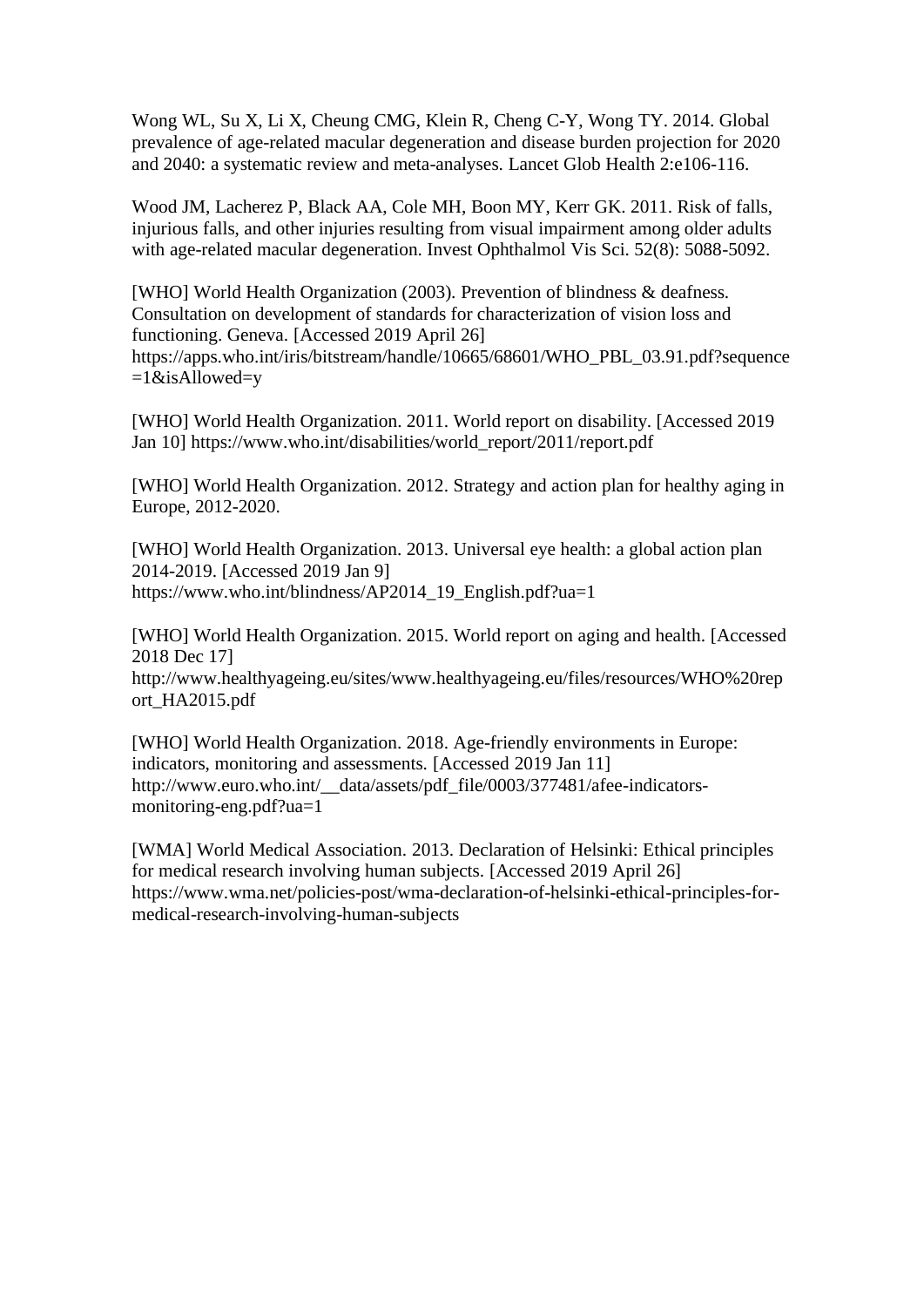Wong WL, Su X, Li X, Cheung CMG, Klein R, Cheng C-Y, Wong TY. 2014. Global prevalence of age-related macular degeneration and disease burden projection for 2020 and 2040: a systematic review and meta-analyses. Lancet Glob Health 2:e106-116.

Wood JM, Lacherez P, Black AA, Cole MH, Boon MY, Kerr GK. 2011. Risk of falls, injurious falls, and other injuries resulting from visual impairment among older adults with age-related macular degeneration. Invest Ophthalmol Vis Sci. 52(8): 5088-5092.

[WHO] World Health Organization (2003). Prevention of blindness & deafness. Consultation on development of standards for characterization of vision loss and functioning. Geneva. [Accessed 2019 April 26] https://apps.who.int/iris/bitstream/handle/10665/68601/WHO_PBL_03.91.pdf?sequence=1&isAllowed=y

[WHO] World Health Organization. 2011. World report on disability. [Accessed 2019 Jan 10] https://www.who.int/disabilities/world_report/2011/report.pdf

[WHO] World Health Organization. 2012. Strategy and action plan for healthy aging in Europe, 2012-2020.

[WHO] World Health Organization. 2013. Universal eye health: a global action plan 2014-2019. [Accessed 2019 Jan 9] https://www.who.int/blindness/AP2014_19_English.pdf?ua=1

[WHO] World Health Organization. 2015. World report on aging and health. [Accessed 2018 Dec 17] http://www.healthyageing.eu/sites/www.healthyageing.eu/files/resources/WHO%20report_HA2015.pdf

[WHO] World Health Organization. 2018. Age-friendly environments in Europe: indicators, monitoring and assessments. [Accessed 2019 Jan 11] http://www.euro.who.int/__data/assets/pdf_file/0003/377481/afee-indicators-monitoring-eng.pdf?ua=1

[WMA] World Medical Association. 2013. Declaration of Helsinki: Ethical principles for medical research involving human subjects. [Accessed 2019 April 26] https://www.wma.net/policies-post/wma-declaration-of-helsinki-ethical-principles-for-medical-research-involving-human-subjects